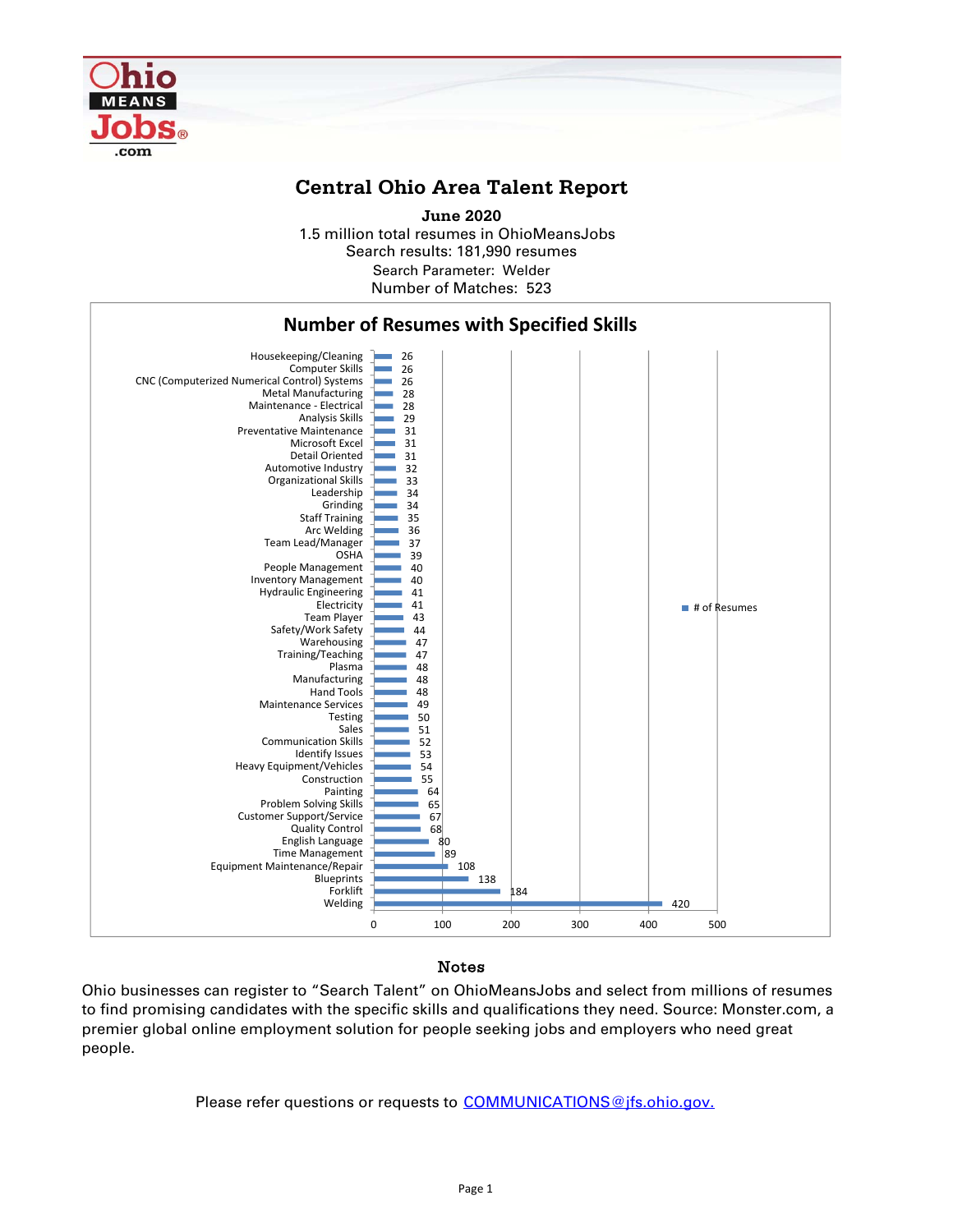# Central Ohio Area Talent Report

**June 2020**

1.5 million total resumes in OhioMeansJobs
Search results: 181,990 resumes
Search Parameter: Welder
Number of Matches: 523

## Number of Resumes with Specified Skills

| Skill | # of Resumes |
|---|---|
| Housekeeping/Cleaning | 26 |
| Computer Skills | 26 |
| CNC (Computerized Numerical Control) Systems | 26 |
| Metal Manufacturing | 28 |
| Maintenance - Electrical | 28 |
| Analysis Skills | 29 |
| Preventative Maintenance | 31 |
| Microsoft Excel | 31 |
| Detail Oriented | 31 |
| Automotive Industry | 32 |
| Organizational Skills | 33 |
| Leadership | 34 |
| Grinding | 34 |
| Staff Training | 35 |
| Arc Welding | 36 |
| Team Lead/Manager | 37 |
| OSHA | 39 |
| People Management | 40 |
| Inventory Management | 40 |
| Hydraulic Engineering | 41 |
| Electricity | 41 |
| Team Player | 43 |
| Safety/Work Safety | 44 |
| Warehousing | 47 |
| Training/Teaching | 47 |
| Plasma | 48 |
| Manufacturing | 48 |
| Hand Tools | 48 |
| Maintenance Services | 49 |
| Testing | 50 |
| Sales | 51 |
| Communication Skills | 52 |
| Identify Issues | 53 |
| Heavy Equipment/Vehicles | 54 |
| Construction | 55 |
| Painting | 64 |
| Problem Solving Skills | 65 |
| Customer Support/Service | 67 |
| Quality Control | 68 |
| English Language | 80 |
| Time Management | 89 |
| Equipment Maintenance/Repair | 108 |
| Blueprints | 138 |
| Forklift | 184 |
| Welding | 420 |

### Notes

Ohio businesses can register to "Search Talent" on OhioMeansJobs and select from millions of resumes to find promising candidates with the specific skills and qualifications they need. Source: Monster.com, a premier global online employment solution for people seeking jobs and employers who need great people.

Please refer questions or requests to COMMUNICATIONS@jfs.ohio.gov.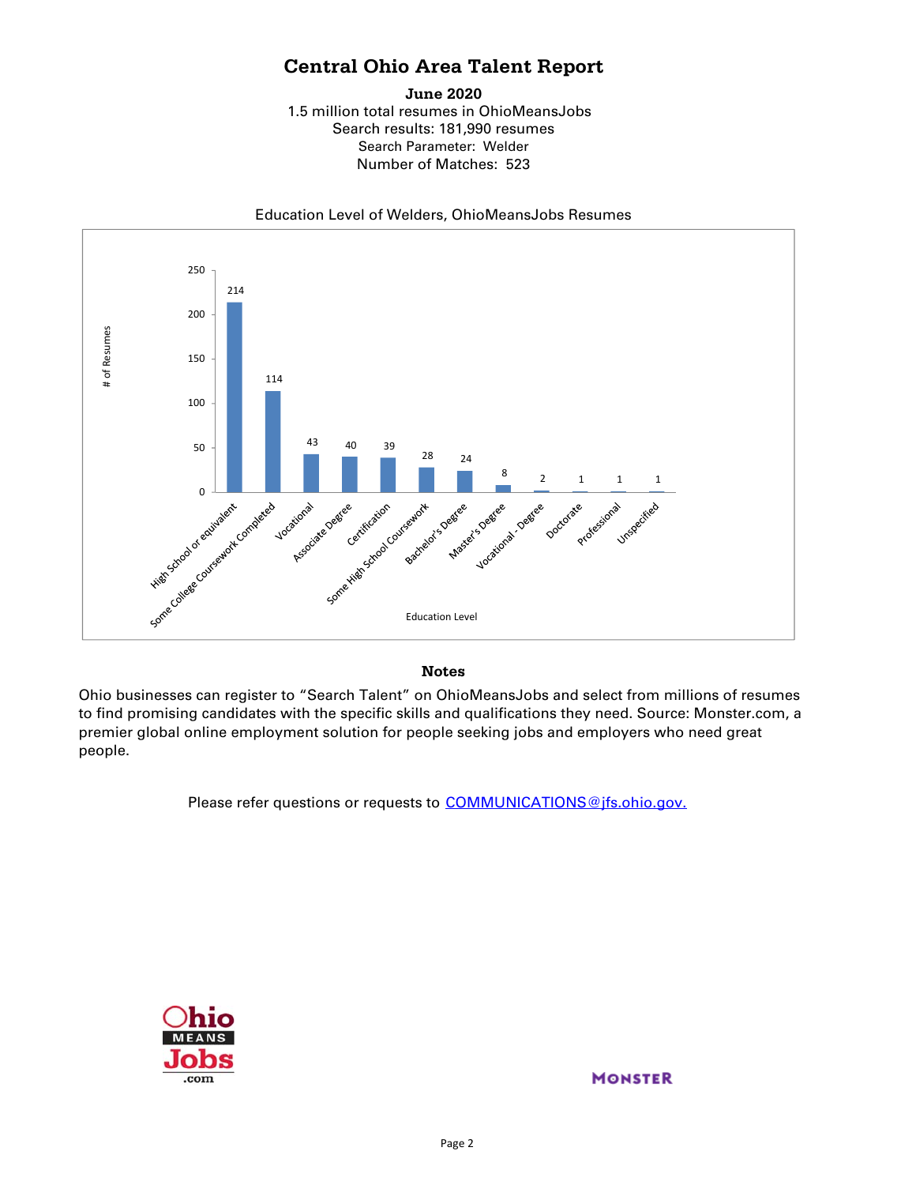# Central Ohio Area Talent Report

**June 2020**

1.5 million total resumes in OhioMeansJobs

Search results: 181,990 resumes

Search Parameter: Welder

Number of Matches: 523

Education Level of Welders, OhioMeansJobs Resumes

# of Resumes

250
200
150
100
50
0

214
114
43
40
39
28
24
8
2
1
1
1

High School or equivalent
Some College Coursework Completed
Vocational
Associate Degree
Certification
Some High School Coursework
Bachelor's Degree
Master's Degree
Vocational - Degree
Doctorate
Professional
Unspecified

Education Level

## Notes

Ohio businesses can register to "Search Talent" on OhioMeansJobs and select from millions of resumes to find promising candidates with the specific skills and qualifications they need. Source: Monster.com, a premier global online employment solution for people seeking jobs and employers who need great people.

Please refer questions or requests to COMMUNICATIONS@jfs.ohio.gov.

Ohio MEANS Jobs .com

MONSTER